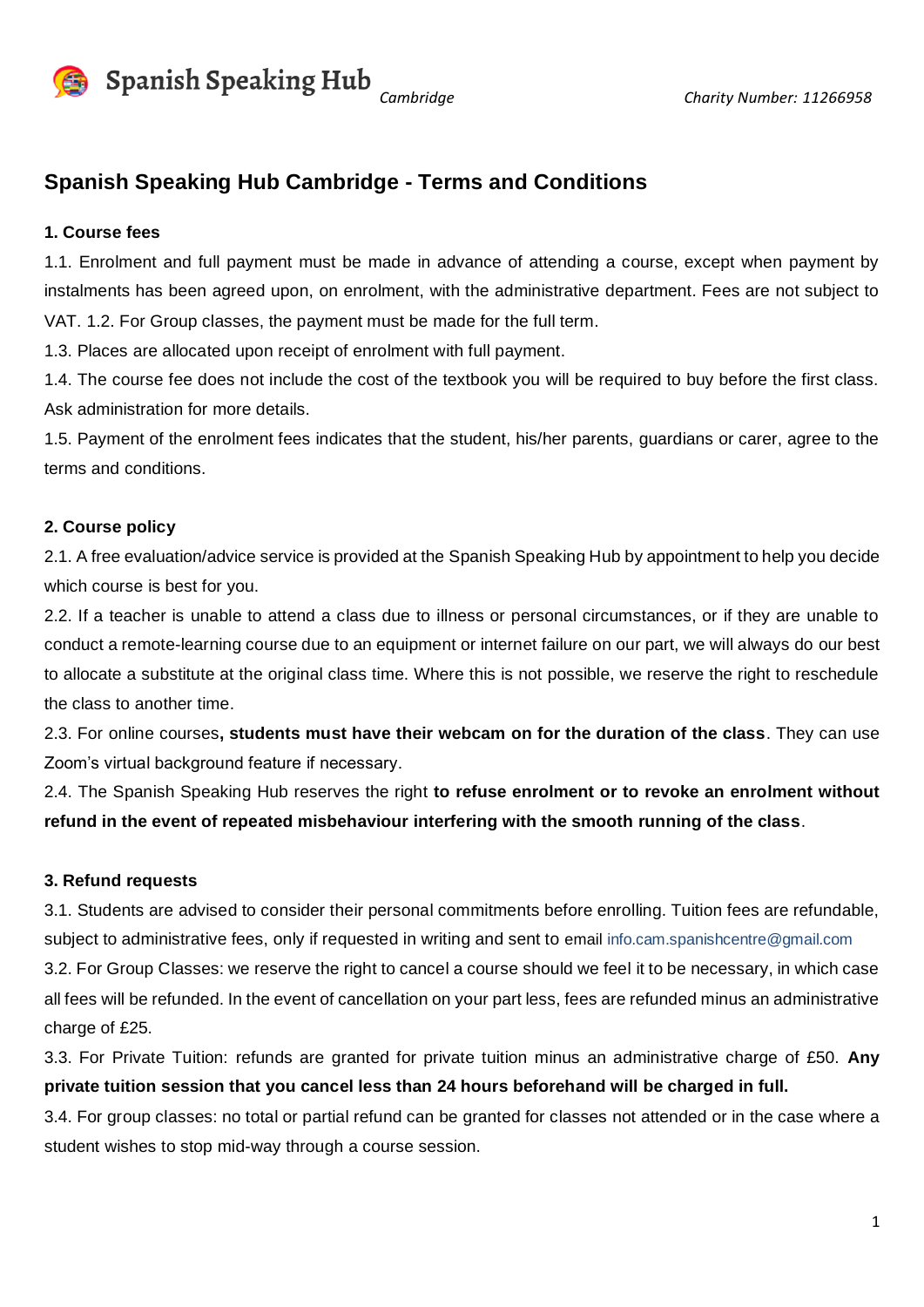Spanish Speaking Hub *Cambridge* *Charity Number: 11266958*

# Spanish Speaking Hub Cambridge - Terms and Conditions

**1. Course fees**

1.1. Enrolment and full payment must be made in advance of attending a course, except when payment by instalments has been agreed upon, on enrolment, with the administrative department. Fees are not subject to VAT. 1.2. For Group classes, the payment must be made for the full term.

1.3. Places are allocated upon receipt of enrolment with full payment.

1.4. The course fee does not include the cost of the textbook you will be required to buy before the first class. Ask administration for more details.

1.5. Payment of the enrolment fees indicates that the student, his/her parents, guardians or carer, agree to the terms and conditions.

**2. Course policy**

2.1. A free evaluation/advice service is provided at the Spanish Speaking Hub by appointment to help you decide which course is best for you.

2.2. If a teacher is unable to attend a class due to illness or personal circumstances, or if they are unable to conduct a remote-learning course due to an equipment or internet failure on our part, we will always do our best to allocate a substitute at the original class time. Where this is not possible, we reserve the right to reschedule the class to another time.

2.3. For online courses**, students must have their webcam on for the duration of the class**. They can use Zoom's virtual background feature if necessary.

2.4. The Spanish Speaking Hub reserves the right **to refuse enrolment or to revoke an enrolment without refund in the event of repeated misbehaviour interfering with the smooth running of the class**.

**3. Refund requests**

3.1. Students are advised to consider their personal commitments before enrolling. Tuition fees are refundable, subject to administrative fees, only if requested in writing and sent to email info.cam.spanishcentre@gmail.com

3.2. For Group Classes: we reserve the right to cancel a course should we feel it to be necessary, in which case all fees will be refunded. In the event of cancellation on your part less, fees are refunded minus an administrative charge of £25.

3.3. For Private Tuition: refunds are granted for private tuition minus an administrative charge of £50. **Any private tuition session that you cancel less than 24 hours beforehand will be charged in full.**

3.4. For group classes: no total or partial refund can be granted for classes not attended or in the case where a student wishes to stop mid-way through a course session.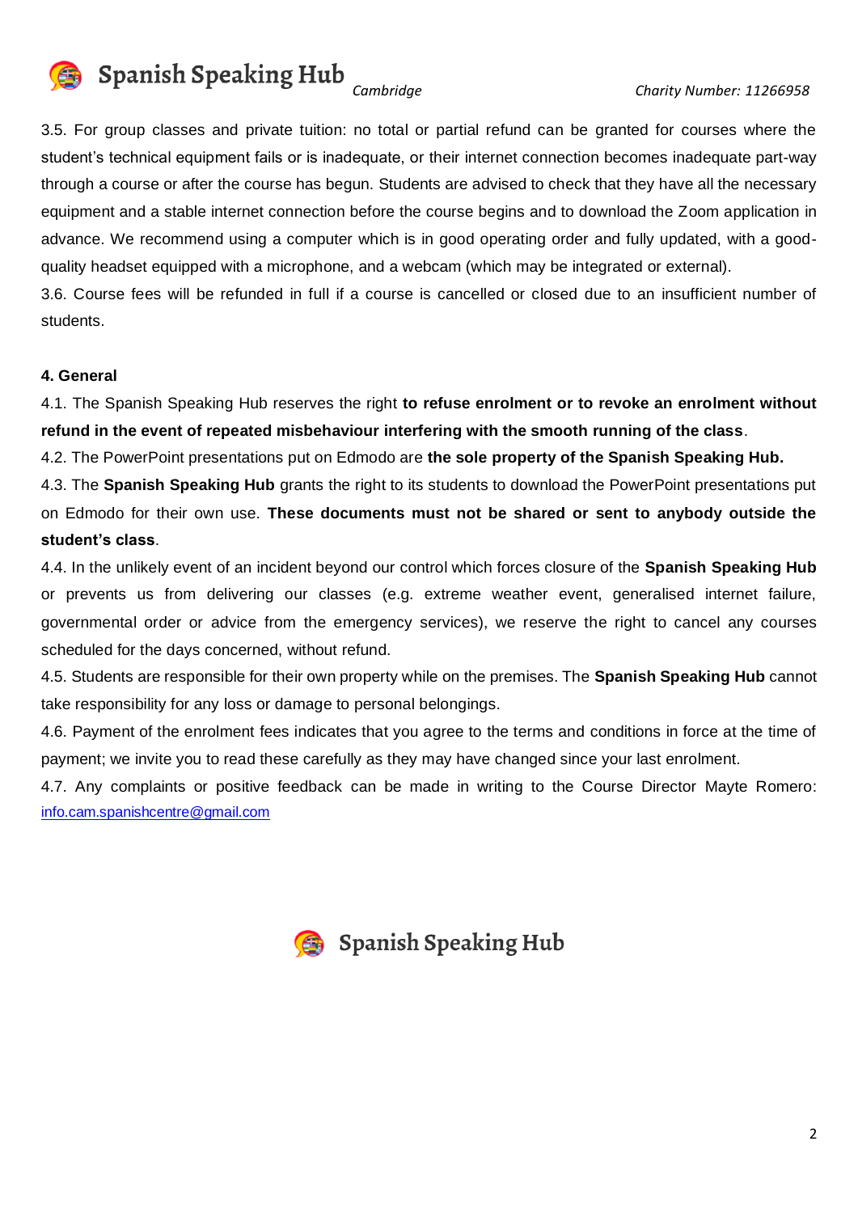3.5. For group classes and private tuition: no total or partial refund can be granted for courses where the student's technical equipment fails or is inadequate, or their internet connection becomes inadequate part-way through a course or after the course has begun. Students are advised to check that they have all the necessary equipment and a stable internet connection before the course begins and to download the Zoom application in advance. We recommend using a computer which is in good operating order and fully updated, with a good-quality headset equipped with a microphone, and a webcam (which may be integrated or external).

3.6. Course fees will be refunded in full if a course is cancelled or closed due to an insufficient number of students.

**4. General**

4.1. The Spanish Speaking Hub reserves the right **to refuse enrolment or to revoke an enrolment without refund in the event of repeated misbehaviour interfering with the smooth running of the class**.

4.2. The PowerPoint presentations put on Edmodo are **the sole property of the Spanish Speaking Hub.**

4.3. The **Spanish Speaking Hub** grants the right to its students to download the PowerPoint presentations put on Edmodo for their own use. **These documents must not be shared or sent to anybody outside the student's class**.

4.4. In the unlikely event of an incident beyond our control which forces closure of the **Spanish Speaking Hub** or prevents us from delivering our classes (e.g. extreme weather event, generalised internet failure, governmental order or advice from the emergency services), we reserve the right to cancel any courses scheduled for the days concerned, without refund.

4.5. Students are responsible for their own property while on the premises. The **Spanish Speaking Hub** cannot take responsibility for any loss or damage to personal belongings.

4.6. Payment of the enrolment fees indicates that you agree to the terms and conditions in force at the time of payment; we invite you to read these carefully as they may have changed since your last enrolment.

4.7. Any complaints or positive feedback can be made in writing to the Course Director Mayte Romero: info.cam.spanishcentre@gmail.com

Spanish Speaking Hub